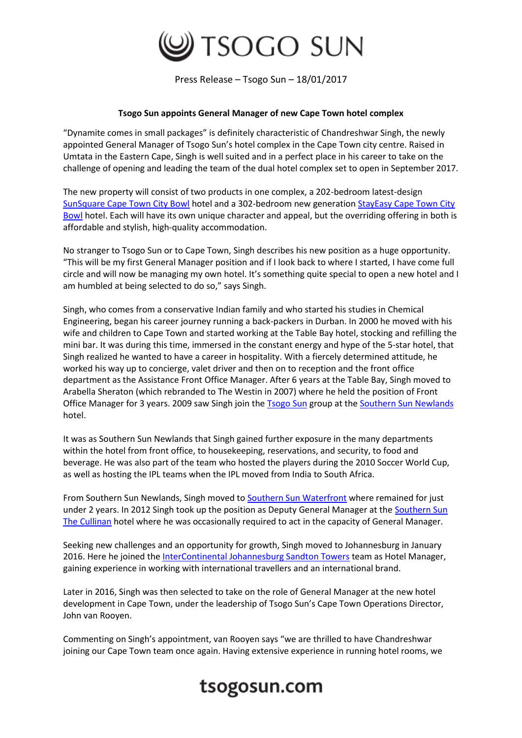Press Release – Tsogo Sun – 18/01/2017

**Tsogo Sun appoints General Manager of new Cape Town hotel complex**

"Dynamite comes in small packages" is definitely characteristic of Chandreshwar Singh, the newly appointed General Manager of Tsogo Sun's hotel complex in the Cape Town city centre. Raised in Umtata in the Eastern Cape, Singh is well suited and in a perfect place in his career to take on the challenge of opening and leading the team of the dual hotel complex set to open in September 2017.

The new property will consist of two products in one complex, a 202-bedroom latest-design SunSquare Cape Town City Bowl hotel and a 302-bedroom new generation StayEasy Cape Town City Bowl hotel. Each will have its own unique character and appeal, but the overriding offering in both is affordable and stylish, high-quality accommodation.

No stranger to Tsogo Sun or to Cape Town, Singh describes his new position as a huge opportunity. "This will be my first General Manager position and if I look back to where I started, I have come full circle and will now be managing my own hotel. It's something quite special to open a new hotel and I am humbled at being selected to do so," says Singh.

Singh, who comes from a conservative Indian family and who started his studies in Chemical Engineering, began his career journey running a back-packers in Durban. In 2000 he moved with his wife and children to Cape Town and started working at the Table Bay hotel, stocking and refilling the mini bar. It was during this time, immersed in the constant energy and hype of the 5-star hotel, that Singh realized he wanted to have a career in hospitality. With a fiercely determined attitude, he worked his way up to concierge, valet driver and then on to reception and the front office department as the Assistance Front Office Manager. After 6 years at the Table Bay, Singh moved to Arabella Sheraton (which rebranded to The Westin in 2007) where he held the position of Front Office Manager for 3 years. 2009 saw Singh join the Tsogo Sun group at the Southern Sun Newlands hotel.

It was as Southern Sun Newlands that Singh gained further exposure in the many departments within the hotel from front office, to housekeeping, reservations, and security, to food and beverage. He was also part of the team who hosted the players during the 2010 Soccer World Cup, as well as hosting the IPL teams when the IPL moved from India to South Africa.

From Southern Sun Newlands, Singh moved to Southern Sun Waterfront where remained for just under 2 years. In 2012 Singh took up the position as Deputy General Manager at the Southern Sun The Cullinan hotel where he was occasionally required to act in the capacity of General Manager.

Seeking new challenges and an opportunity for growth, Singh moved to Johannesburg in January 2016. Here he joined the InterContinental Johannesburg Sandton Towers team as Hotel Manager, gaining experience in working with international travellers and an international brand.

Later in 2016, Singh was then selected to take on the role of General Manager at the new hotel development in Cape Town, under the leadership of Tsogo Sun's Cape Town Operations Director, John van Rooyen.

Commenting on Singh's appointment, van Rooyen says "we are thrilled to have Chandreshwar joining our Cape Town team once again. Having extensive experience in running hotel rooms, we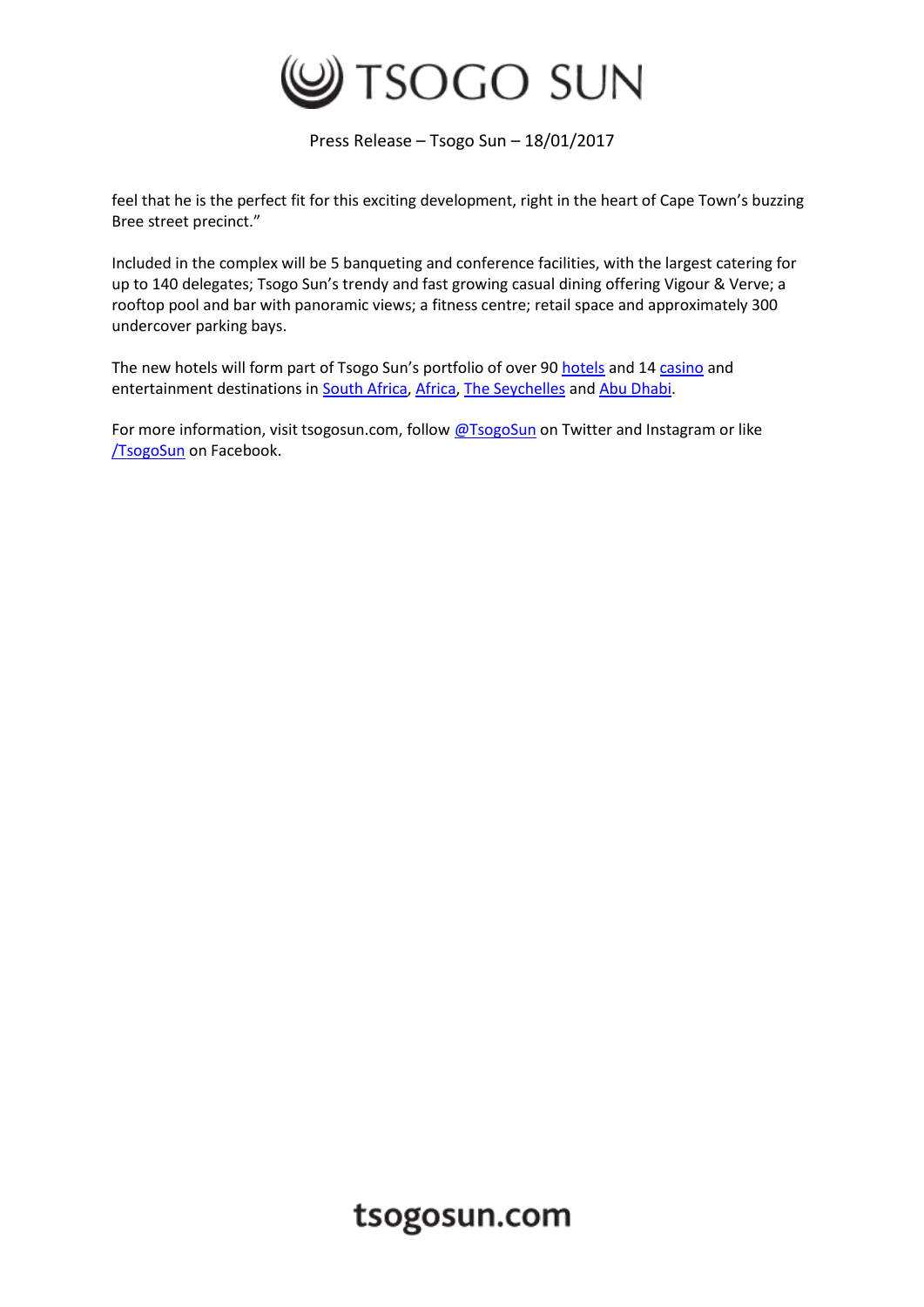feel that he is the perfect fit for this exciting development, right in the heart of Cape Town's buzzing Bree street precinct."

Included in the complex will be 5 banqueting and conference facilities, with the largest catering for up to 140 delegates; Tsogo Sun's trendy and fast growing casual dining offering Vigour & Verve; a rooftop pool and bar with panoramic views; a fitness centre; retail space and approximately 300 undercover parking bays.

The new hotels will form part of Tsogo Sun's portfolio of over 90 hotels and 14 casino and entertainment destinations in South Africa, Africa, The Seychelles and Abu Dhabi.

For more information, visit tsogosun.com, follow @TsogoSun on Twitter and Instagram or like /TsogoSun on Facebook.